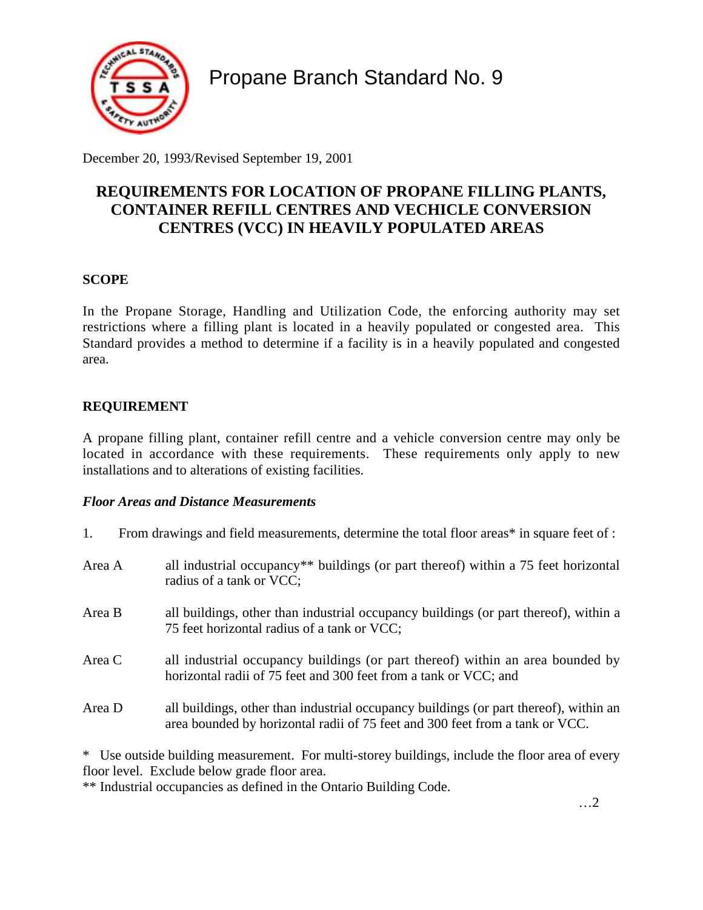# Propane Branch Standard No. 9

December 20, 1993/Revised September 19, 2001

## REQUIREMENTS FOR LOCATION OF PROPANE FILLING PLANTS, CONTAINER REFILL CENTRES AND VECHICLE CONVERSION CENTRES (VCC) IN HEAVILY POPULATED AREAS

### SCOPE

In the Propane Storage, Handling and Utilization Code, the enforcing authority may set restrictions where a filling plant is located in a heavily populated or congested area. This Standard provides a method to determine if a facility is in a heavily populated and congested area.

### REQUIREMENT

A propane filling plant, container refill centre and a vehicle conversion centre may only be located in accordance with these requirements. These requirements only apply to new installations and to alterations of existing facilities.

#### *Floor Areas and Distance Measurements*

1. From drawings and field measurements, determine the total floor areas* in square feet of :

Area A — all industrial occupancy** buildings (or part thereof) within a 75 feet horizontal radius of a tank or VCC;

Area B — all buildings, other than industrial occupancy buildings (or part thereof), within a 75 feet horizontal radius of a tank or VCC;

Area C — all industrial occupancy buildings (or part thereof) within an area bounded by horizontal radii of 75 feet and 300 feet from a tank or VCC; and

Area D — all buildings, other than industrial occupancy buildings (or part thereof), within an area bounded by horizontal radii of 75 feet and 300 feet from a tank or VCC.

\* Use outside building measurement. For multi-storey buildings, include the floor area of every floor level. Exclude below grade floor area.

\*\* Industrial occupancies as defined in the Ontario Building Code.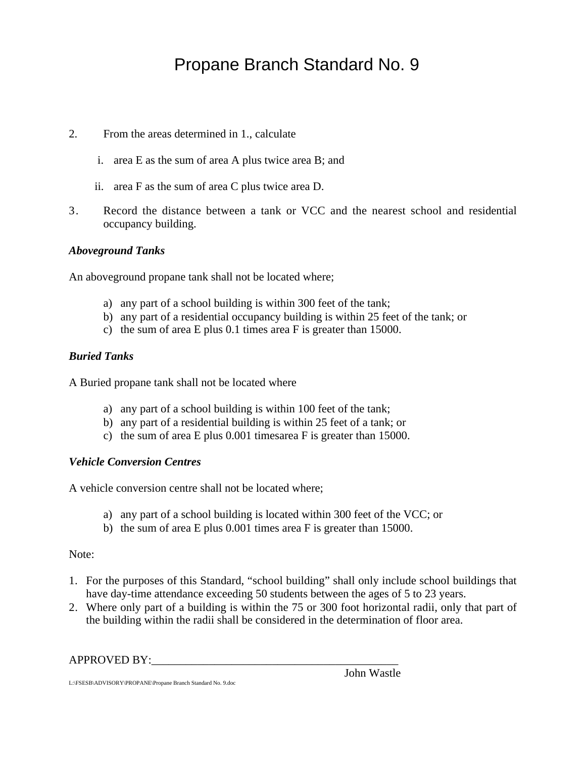# Propane Branch Standard No. 9

2. From the areas determined in 1., calculate

   i. area E as the sum of area A plus twice area B; and

   ii. area F as the sum of area C plus twice area D.

3. Record the distance between a tank or VCC and the nearest school and residential occupancy building.

***Aboveground Tanks***

An aboveground propane tank shall not be located where;

a) any part of a school building is within 300 feet of the tank;
b) any part of a residential occupancy building is within 25 feet of the tank; or
c) the sum of area E plus 0.1 times area F is greater than 15000.

***Buried Tanks***

A Buried propane tank shall not be located where

a) any part of a school building is within 100 feet of the tank;
b) any part of a residential building is within 25 feet of a tank; or
c) the sum of area E plus 0.001 timesarea F is greater than 15000.

***Vehicle Conversion Centres***

A vehicle conversion centre shall not be located where;

a) any part of a school building is located within 300 feet of the VCC; or
b) the sum of area E plus 0.001 times area F is greater than 15000.

Note:

1. For the purposes of this Standard, "school building" shall only include school buildings that have day-time attendance exceeding 50 students between the ages of 5 to 23 years.
2. Where only part of a building is within the 75 or 300 foot horizontal radii, only that part of the building within the radii shall be considered in the determination of floor area.

APPROVED BY:____________________________________________

John Wastle

L:\FSESB\ADVISORY\PROPANE\Propane Branch Standard No. 9.doc